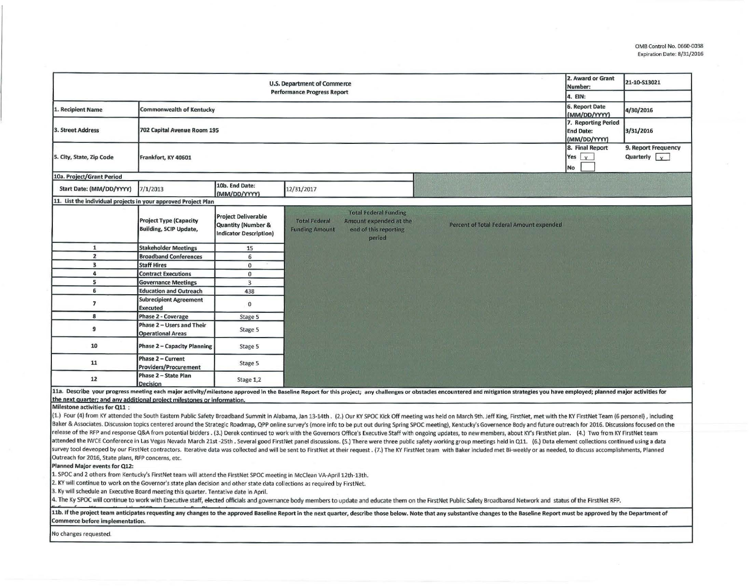OMB Control No. 0660-0038
Expiration Date: 8/31/2016

| U.S. Department of Commerce Performance Progress Report | | 2. Award or Grant Number: | 21-10-S13021 |
|---|---|---|---|
| | | 4. EIN: | |
| 1. Recipient Name | Commonwealth of Kentucky | 6. Report Date (MM/DD/YYYY) | 4/30/2016 |
| 3. Street Address | 702 Capital Avenue Room 195 | 7. Reporting Period End Date: (MM/DD/YYYY) | 3/31/2016 |
| 5. City, State, Zip Code | Frankfort, KY 40601 | 8. Final Report Yes [x] No [ ] | 9. Report Frequency Quarterly [x] |

**10a. Project/Grant Period**

| Start Date: (MM/DD/YYYY) | 7/1/2013 | 10b. End Date: (MM/DD/YYYY) | 12/31/2017 |
|---|---|---|---|

**11. List the individual projects in your approved Project Plan**

| | Project Type (Capacity Building, SCIP Update, | Project Deliverable Quantity (Number & Indicator Description) | Total Federal Funding Amount | Total Federal Funding Amount expended at the end of this reporting period | Percent of Total Federal Amount expended |
|---|---|---|---|---|---|
| 1 | Stakeholder Meetings | 15 | | | |
| 2 | Broadband Conferences | 6 | | | |
| 3 | Staff Hires | 0 | | | |
| 4 | Contract Executions | 0 | | | |
| 5 | Governance Meetings | 3 | | | |
| 6 | Education and Outreach | 438 | | | |
| 7 | Subrecipient Agreement Executed | 0 | | | |
| 8 | Phase 2 - Coverage | Stage 5 | | | |
| 9 | Phase 2 – Users and Their Operational Areas | Stage 5 | | | |
| 10 | Phase 2 – Capacity Planning | Stage 5 | | | |
| 11 | Phase 2 – Current Providers/Procurement | Stage 5 | | | |
| 12 | Phase 2 – State Plan Decision | Stage 1,2 | | | |

**11a. Describe your progress meeting each major activity/milestone approved in the Baseline Report for this project; any challenges or obstacles encountered and mitigation strategies you have employed; planned major activities for the next quarter; and any additional project milestones or information.**

**Milestone activities for Q11 :**

(1.) Four (4) from KY attended the South Eastern Public Safety Broadband Summit in Alabama, Jan 13-14th . (2.) Our KY SPOC Kick Off meeting was held on March 9th. Jeff King, FirstNet, met with the KY FirstNet Team (6 personel) , including Baker & Associates. Discussion topics centered around the Strategic Roadmap, QPP online survey's (more info to be put out during Spring SPOC meeting), Kentucky's Governence Body and future outreach for 2016. Discussions focused on the release of the RFP and response Q&A from potential bidders . (3.) Derek continued to work with the Governors Office's Executive Staff with ongoing updates, to new members, about KY's FirstNet plan. (4.) Two from KY FirstNet team attended the IWCE Conference in Las Vegas Nevada March 21st -25th . Several good FirstNet panel discussions. (5.) There were three public safety working group meetings held in Q11. (6.) Data element collections continued using a data survey tool deveoped by our FirstNet contractors. Iterative data was collected and will be sent to FirstNet at their request . (7.) The KY FirstNet team with Baker included met Bi-weekly or as needed, to discuss accomplishments, Planned Outreach for 2016, State plans, RFP concerns, etc.

**Planned Major events for Q12:**

1. SPOC and 2 others from Kentucky's FirstNet team will attend the FirstNet SPOC meeting in McClean VA-April 12th-13th.
2. KY will continue to work on the Governor's state plan decision and other state data collections as required by FirstNet.
3. Ky will schedule an Executive Board meeting this quarter. Tentative date in April.
4. The Ky SPOC will continue to work with Executive staff, elected officials and governance body members to update and educate them on the FirstNet Public Safety Broadbansd Network and status of the FirstNet RFP.

**11b. If the project team anticipates requesting any changes to the approved Baseline Report in the next quarter, describe those below. Note that any substantive changes to the Baseline Report must be approved by the Department of Commerce before implementation.**

No changes requested.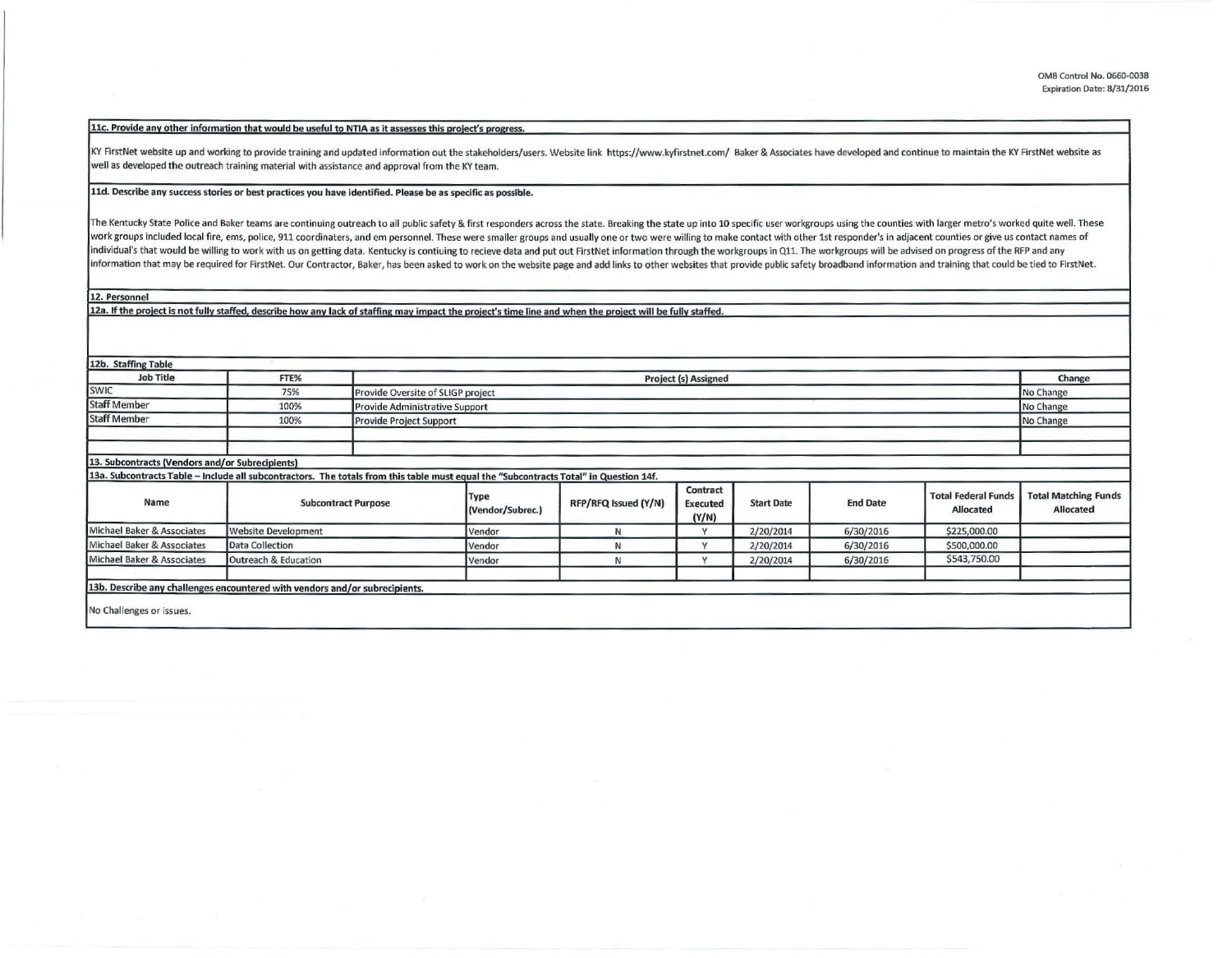**11c. Provide any other information that would be useful to NTIA as it assesses this project's progress.**

KY FirstNet website up and working to provide training and updated information out the stakeholders/users. Website link https://www.kyfirstnet.com/ Baker & Associates have developed and continue to maintain the KY FirstNet website as well as developed the outreach training material with assistance and approval from the KY team.

**11d. Describe any success stories or best practices you have identified. Please be as specific as possible.**

The Kentucky State Police and Baker teams are continuing outreach to all public safety & first responders across the state. Breaking the state up into 10 specific user workgroups using the counties with larger metro's worked quite well. These work groups included local fire, ems, police, 911 coordinaters, and em personnel. These were smaller groups and usually one or two were willing to make contact with other 1st responder's in adjacent counties or give us contact names of individual's that would be willing to work with us on getting data. Kentucky is contiuing to recieve data and put out FirstNet information through the workgroups in Q11. The workgroups will be advised on progress of the RFP and any information that may be required for FirstNet. Our Contractor, Baker, has been asked to work on the website page and add links to other websites that provide public safety broadband information and training that could be tied to FirstNet.

**12. Personnel**

**12a. If the project is not fully staffed, describe how any lack of staffing may impact the project's time line and when the project will be fully staffed.**

**12b. Staffing Table**

| Job Title | FTE% | Project (s) Assigned | Change |
|---|---|---|---|
| SWIC | 75% | Provide Oversite of SLIGP project | No Change |
| Staff Member | 100% | Provide Administrative Support | No Change |
| Staff Member | 100% | Provide Project Support | No Change |
| | | | |
| | | | |

**13. Subcontracts (Vendors and/or Subrecipients)**

**13a. Subcontracts Table – Include all subcontractors. The totals from this table must equal the "Subcontracts Total" in Question 14f.**

| Name | Subcontract Purpose | Type (Vendor/Subrec.) | RFP/RFQ Issued (Y/N) | Contract Executed (Y/N) | Start Date | End Date | Total Federal Funds Allocated | Total Matching Funds Allocated |
|---|---|---|---|---|---|---|---|---|
| Michael Baker & Associates | Website Development | Vendor | N | Y | 2/20/2014 | 6/30/2016 | $225,000.00 | |
| Michael Baker & Associates | Data Collection | Vendor | N | Y | 2/20/2014 | 6/30/2016 | $500,000.00 | |
| Michael Baker & Associates | Outreach & Education | Vendor | N | Y | 2/20/2014 | 6/30/2016 | $543,750.00 | |
| | | | | | | | | |

**13b. Describe any challenges encountered with vendors and/or subrecipients.**

No Challenges or issues.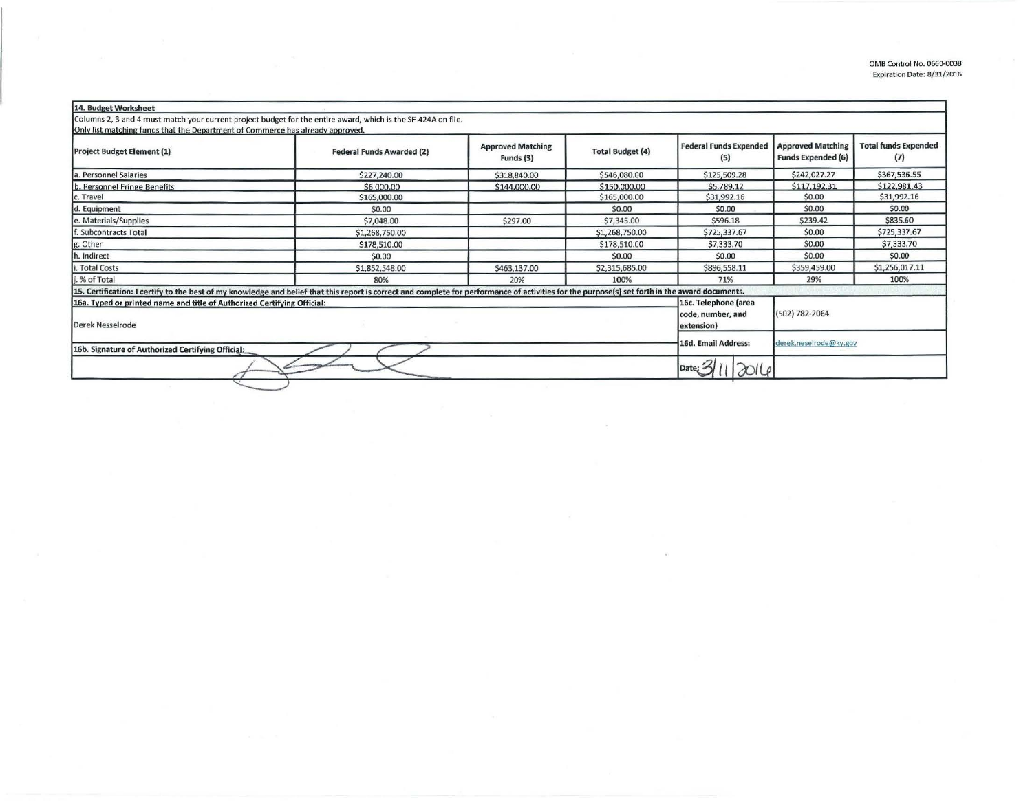OMB Control No. 0660-0038
Expiration Date: 8/31/2016

**14. Budget Worksheet**

Columns 2, 3 and 4 must match your current project budget for the entire award, which is the SF-424A on file.
Only list matching funds that the Department of Commerce has already approved.

| Project Budget Element (1) | Federal Funds Awarded (2) | Approved Matching Funds (3) | Total Budget (4) | Federal Funds Expended (5) | Approved Matching Funds Expended (6) | Total funds Expended (7) |
|---|---|---|---|---|---|---|
| a. Personnel Salaries | $227,240.00 | $318,840.00 | $546,080.00 | $125,509.28 | $242,027.27 | $367,536.55 |
| b. Personnel Fringe Benefits | $6,000.00 | $144,000.00 | $150,000.00 | $5,789.12 | $117,192.31 | $122,981.43 |
| c. Travel | $165,000.00 | | $165,000.00 | $31,992.16 | $0.00 | $31,992.16 |
| d. Equipment | $0.00 | | $0.00 | $0.00 | $0.00 | $0.00 |
| e. Materials/Supplies | $7,048.00 | $297.00 | $7,345.00 | $596.18 | $239.42 | $835.60 |
| f. Subcontracts Total | $1,268,750.00 | | $1,268,750.00 | $725,337.67 | $0.00 | $725,337.67 |
| g. Other | $178,510.00 | | $178,510.00 | $7,333.70 | $0.00 | $7,333.70 |
| h. Indirect | $0.00 | | $0.00 | $0.00 | $0.00 | $0.00 |
| i. Total Costs | $1,852,548.00 | $463,137.00 | $2,315,685.00 | $896,558.11 | $359,459.00 | $1,256,017.11 |
| j. % of Total | 80% | 20% | 100% | 71% | 29% | 100% |

**15. Certification: I certify to the best of my knowledge and belief that this report is correct and complete for performance of activities for the purpose(s) set forth in the award documents.**

| | | |
|---|---|---|
| **16a. Typed or printed name and title of Authorized Certifying Official:** Derek Nesselrode | **16c. Telephone (area code, number, and extension)** | (502) 782-2064 |
| **16b. Signature of Authorized Certifying Official:** | **16d. Email Address:** | derek.neselrode@ky.gov |
| | Date: 3/11/2016 | |